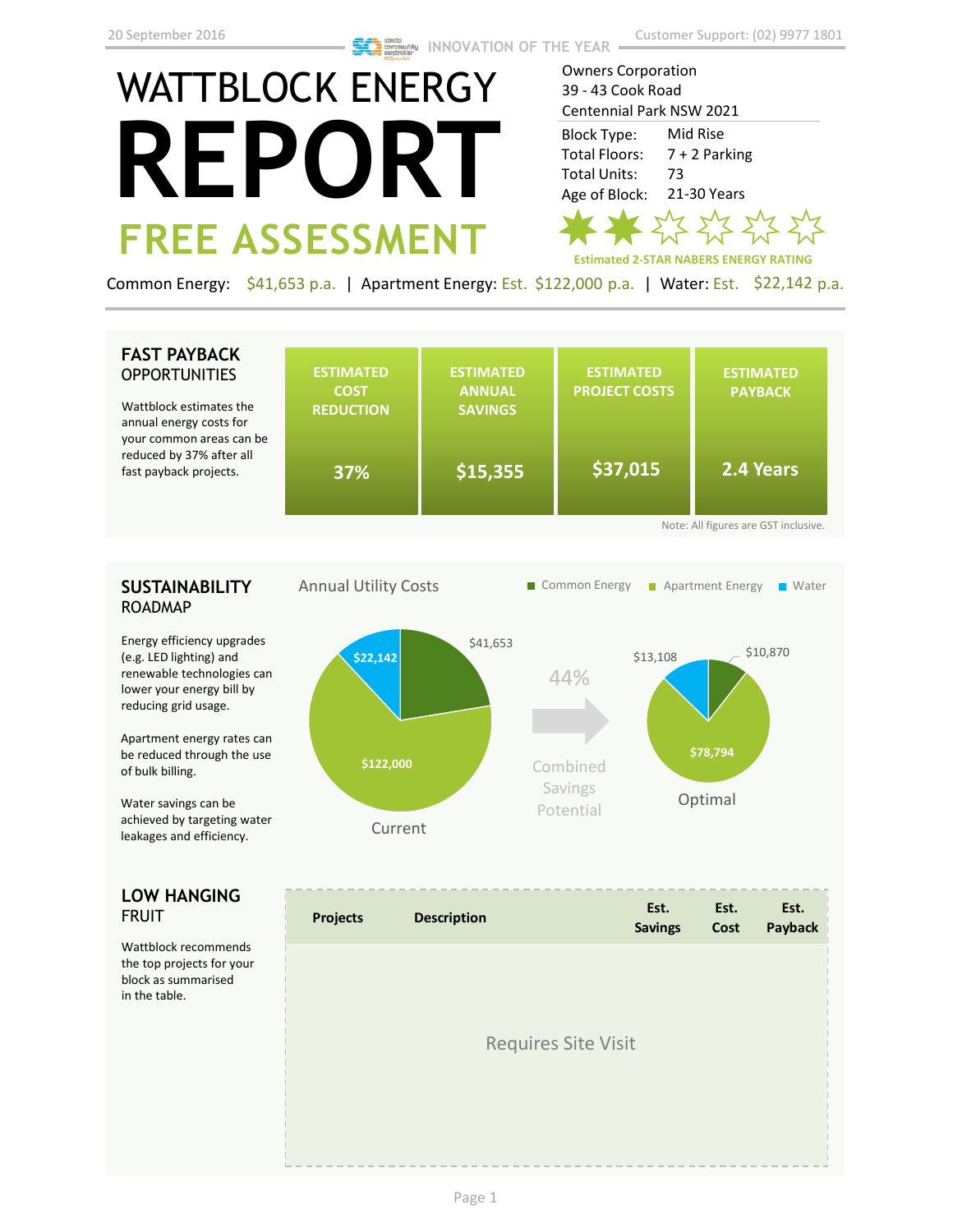20 September 2016 | INNOVATION OF THE YEAR | Customer Support: (02) 9977 1801

# WATTBLOCK ENERGY REPORT

## FREE ASSESSMENT

Owners Corporation
39 - 43 Cook Road
Centennial Park NSW 2021

| | |
|---|---|
| Block Type: | Mid Rise |
| Total Floors: | 7 + 2 Parking |
| Total Units: | 73 |
| Age of Block: | 21-30 Years |

Estimated 2-STAR NABERS ENERGY RATING

Common Energy: $41,653 p.a. | Apartment Energy: Est. $122,000 p.a. | Water: Est. $22,142 p.a.

## FAST PAYBACK OPPORTUNITIES

Wattblock estimates the annual energy costs for your common areas can be reduced by 37% after all fast payback projects.

| ESTIMATED COST REDUCTION | ESTIMATED ANNUAL SAVINGS | ESTIMATED PROJECT COSTS | ESTIMATED PAYBACK |
|---|---|---|---|
| 37% | $15,355 | $37,015 | 2.4 Years |

Note: All figures are GST inclusive.

## SUSTAINABILITY ROADMAP

Energy efficiency upgrades (e.g. LED lighting) and renewable technologies can lower your energy bill by reducing grid usage.

Apartment energy rates can be reduced through the use of bulk billing.

Water savings can be achieved by targeting water leakages and efficiency.

Annual Utility Costs

Legend: Common Energy, Apartment Energy, Water

Current: Common Energy $41,653; Apartment Energy $122,000; Water $22,142

44% Combined Savings Potential

Optimal: Common Energy $10,870; Apartment Energy $78,794; Water $13,108

## LOW HANGING FRUIT

Wattblock recommends the top projects for your block as summarised in the table.

| Projects | Description | Est. Savings | Est. Cost | Est. Payback |
|---|---|---|---|---|
| Requires Site Visit | | | | |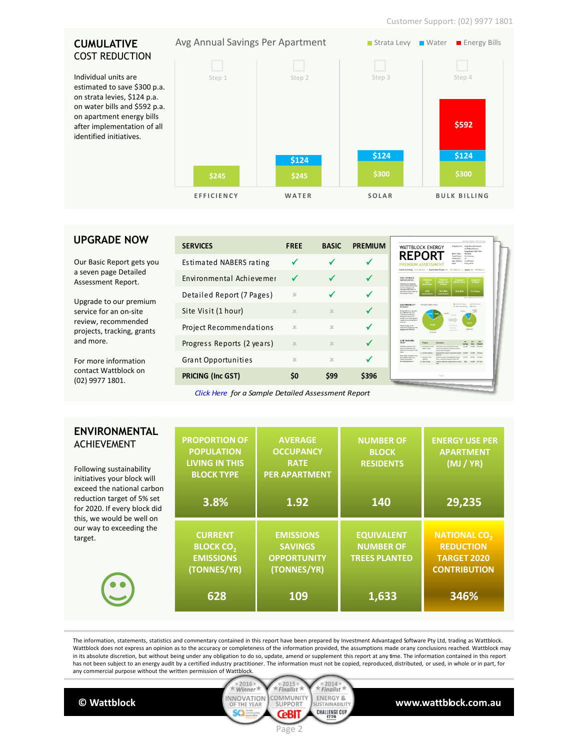## CUMULATIVE COST REDUCTION

Individual units are estimated to save $300 p.a. on strata levies, $124 p.a. on water bills and $592 p.a. on apartment energy bills after implementation of all identified initiatives.

Avg Annual Savings Per Apartment

Strata Levy  Water  Energy Bills

Step 1  Step 2  Step 3  Step 4

$245  $124 $245  $124 $300  $592 $124 $300

EFFICIENCY  WATER  SOLAR  BULK BILLING

## UPGRADE NOW

Our Basic Report gets you a seven page Detailed Assessment Report.

Upgrade to our premium service for an on-site review, recommended projects, tracking, grants and more.

For more information contact Wattblock on (02) 9977 1801.

| SERVICES | FREE | BASIC | PREMIUM |
|---|---|---|---|
| Estimated NABERS rating | ✓ | ✓ | ✓ |
| Environmental Achievemer | ✓ | ✓ | ✓ |
| Detailed Report (7 Pages) | × | ✓ | ✓ |
| Site Visit (1 hour) | × | × | ✓ |
| Project Recommendations | × | × | ✓ |
| Progress Reports (2 years) | × | × | ✓ |
| Grant Opportunities | × | × | ✓ |
| PRICING (Inc GST) | $0 | $99 | $396 |

*Click Here for a Sample Detailed Assessment Report*

## ENVIRONMENTAL ACHIEVEMENT

Following sustainability initiatives your block will exceed the national carbon reduction target of 5% set for 2020. If every block did this, we would be well on our way to exceeding the target.

| | | | |
|---|---|---|---|
| PROPORTION OF POPULATION LIVING IN THIS BLOCK TYPE 3.8% | AVERAGE OCCUPANCY RATE PER APARTMENT 1.92 | NUMBER OF BLOCK RESIDENTS 140 | ENERGY USE PER APARTMENT (MJ / YR) 29,235 |
| CURRENT BLOCK $CO_2$ EMISSIONS (TONNES/YR) 628 | EMISSIONS SAVINGS OPPORTUNITY (TONNES/YR) 109 | EQUIVALENT NUMBER OF TREES PLANTED 1,633 | NATIONAL $CO_2$ REDUCTION TARGET 2020 CONTRIBUTION 346% |

The information, statements, statistics and commentary contained in this report have been prepared by Investment Advantaged Software Pty Ltd, trading as Wattblock. Wattblock does not express an opinion as to the accuracy or completeness of the information provided, the assumptions made orany conclusions reached. Wattblock may in its absolute discretion, but without being under any obligation to do so, update, amend or supplement this report at any time. The information contained in this report has not been subject to an energy audit by a certified industry practitioner. The information must not be copied, reproduced, distributed, or used, in whole or in part, for any commercial purpose without the written permission of Wattblock.

© Wattblock

2016 Winner INNOVATION OF THE YEAR · 2015 Finalist COMMUNITY SUPPORT CeBIT · 2014 Finalist ENERGY & SUSTAINABILITY CHALLENGE CUP

www.wattblock.com.au